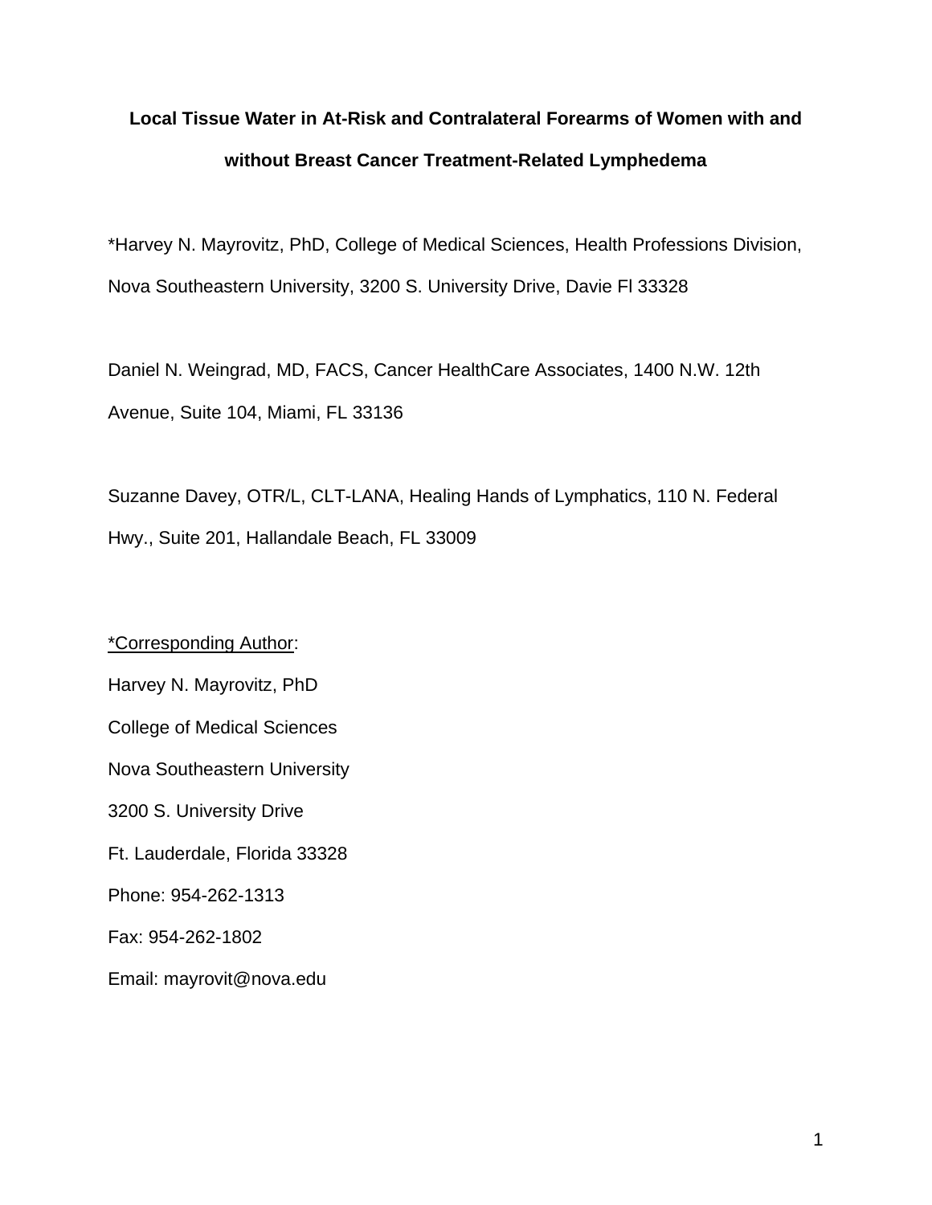# Local Tissue Water in At-Risk and Contralateral Forearms of Women with and without Breast Cancer Treatment-Related Lymphedema

*Harvey N. Mayrovitz, PhD, College of Medical Sciences, Health Professions Division, Nova Southeastern University, 3200 S. University Drive, Davie Fl 33328

Daniel N. Weingrad, MD, FACS, Cancer HealthCare Associates, 1400 N.W. 12th Avenue, Suite 104, Miami, FL 33136

Suzanne Davey, OTR/L, CLT-LANA, Healing Hands of Lymphatics, 110 N. Federal Hwy., Suite 201, Hallandale Beach, FL 33009

*Corresponding Author:

Harvey N. Mayrovitz, PhD

College of Medical Sciences

Nova Southeastern University

3200 S. University Drive

Ft. Lauderdale, Florida 33328

Phone: 954-262-1313

Fax: 954-262-1802

Email: mayrovit@nova.edu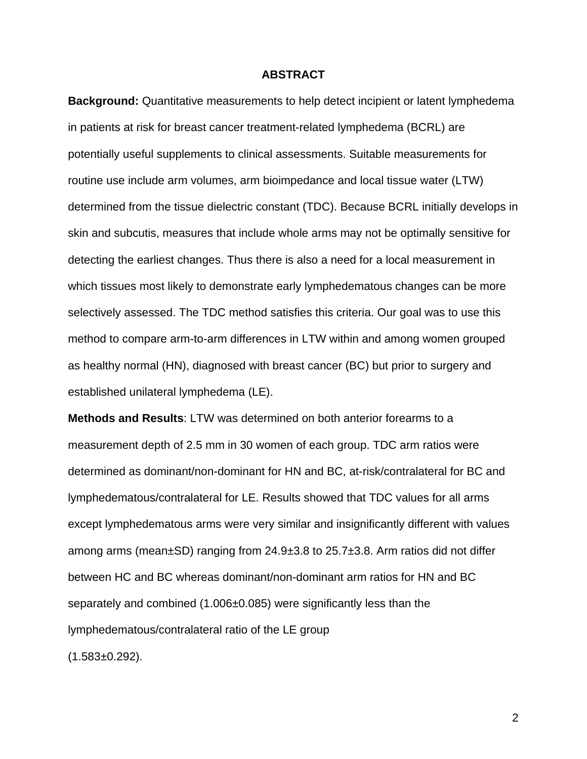## ABSTRACT

**Background:** Quantitative measurements to help detect incipient or latent lymphedema in patients at risk for breast cancer treatment-related lymphedema (BCRL) are potentially useful supplements to clinical assessments. Suitable measurements for routine use include arm volumes, arm bioimpedance and local tissue water (LTW) determined from the tissue dielectric constant (TDC). Because BCRL initially develops in skin and subcutis, measures that include whole arms may not be optimally sensitive for detecting the earliest changes. Thus there is also a need for a local measurement in which tissues most likely to demonstrate early lymphedematous changes can be more selectively assessed. The TDC method satisfies this criteria. Our goal was to use this method to compare arm-to-arm differences in LTW within and among women grouped as healthy normal (HN), diagnosed with breast cancer (BC) but prior to surgery and established unilateral lymphedema (LE).

**Methods and Results**: LTW was determined on both anterior forearms to a measurement depth of 2.5 mm in 30 women of each group. TDC arm ratios were determined as dominant/non-dominant for HN and BC, at-risk/contralateral for BC and lymphedematous/contralateral for LE. Results showed that TDC values for all arms except lymphedematous arms were very similar and insignificantly different with values among arms (mean±SD) ranging from 24.9±3.8 to 25.7±3.8. Arm ratios did not differ between HC and BC whereas dominant/non-dominant arm ratios for HN and BC separately and combined (1.006±0.085) were significantly less than the lymphedematous/contralateral ratio of the LE group (1.583±0.292).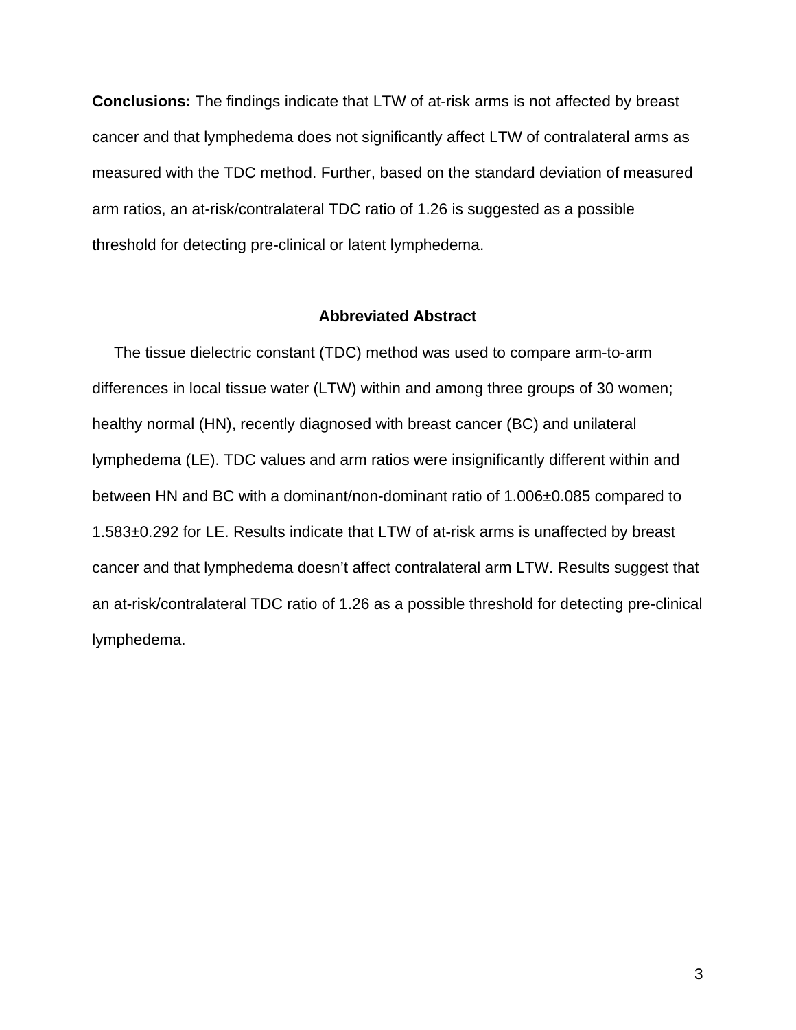**Conclusions:** The findings indicate that LTW of at-risk arms is not affected by breast cancer and that lymphedema does not significantly affect LTW of contralateral arms as measured with the TDC method. Further, based on the standard deviation of measured arm ratios, an at-risk/contralateral TDC ratio of 1.26 is suggested as a possible threshold for detecting pre-clinical or latent lymphedema.

## Abbreviated Abstract

The tissue dielectric constant (TDC) method was used to compare arm-to-arm differences in local tissue water (LTW) within and among three groups of 30 women; healthy normal (HN), recently diagnosed with breast cancer (BC) and unilateral lymphedema (LE). TDC values and arm ratios were insignificantly different within and between HN and BC with a dominant/non-dominant ratio of $1.006 \pm 0.085$ compared to $1.583 \pm 0.292$ for LE. Results indicate that LTW of at-risk arms is unaffected by breast cancer and that lymphedema doesn't affect contralateral arm LTW. Results suggest that an at-risk/contralateral TDC ratio of 1.26 as a possible threshold for detecting pre-clinical lymphedema.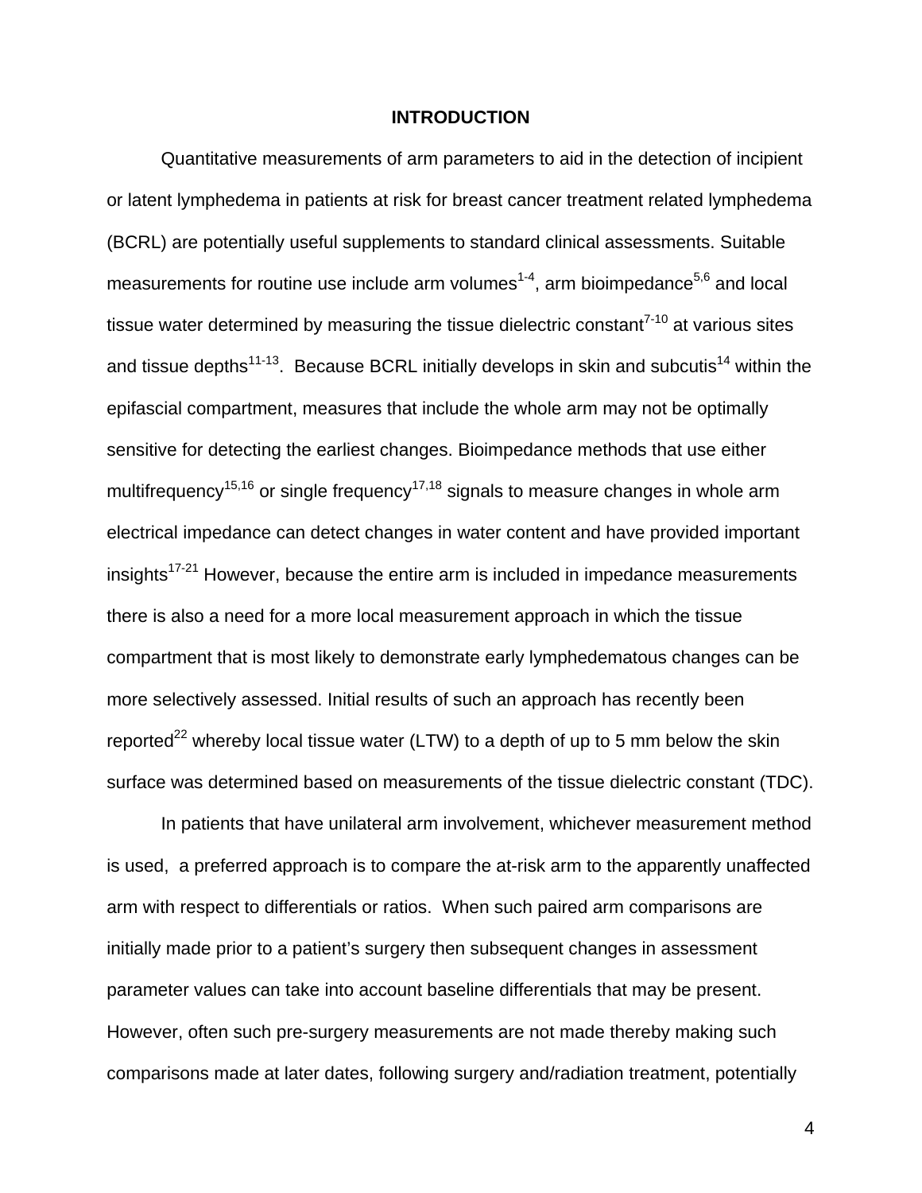# INTRODUCTION

Quantitative measurements of arm parameters to aid in the detection of incipient or latent lymphedema in patients at risk for breast cancer treatment related lymphedema (BCRL) are potentially useful supplements to standard clinical assessments. Suitable measurements for routine use include arm volumes[1-4], arm bioimpedance[5,6] and local tissue water determined by measuring the tissue dielectric constant[7-10] at various sites and tissue depths[11-13]. Because BCRL initially develops in skin and subcutis[14] within the epifascial compartment, measures that include the whole arm may not be optimally sensitive for detecting the earliest changes. Bioimpedance methods that use either multifrequency[15,16] or single frequency[17,18] signals to measure changes in whole arm electrical impedance can detect changes in water content and have provided important insights[17-21] However, because the entire arm is included in impedance measurements there is also a need for a more local measurement approach in which the tissue compartment that is most likely to demonstrate early lymphedematous changes can be more selectively assessed. Initial results of such an approach has recently been reported[22] whereby local tissue water (LTW) to a depth of up to 5 mm below the skin surface was determined based on measurements of the tissue dielectric constant (TDC).

In patients that have unilateral arm involvement, whichever measurement method is used, a preferred approach is to compare the at-risk arm to the apparently unaffected arm with respect to differentials or ratios. When such paired arm comparisons are initially made prior to a patient's surgery then subsequent changes in assessment parameter values can take into account baseline differentials that may be present. However, often such pre-surgery measurements are not made thereby making such comparisons made at later dates, following surgery and/radiation treatment, potentially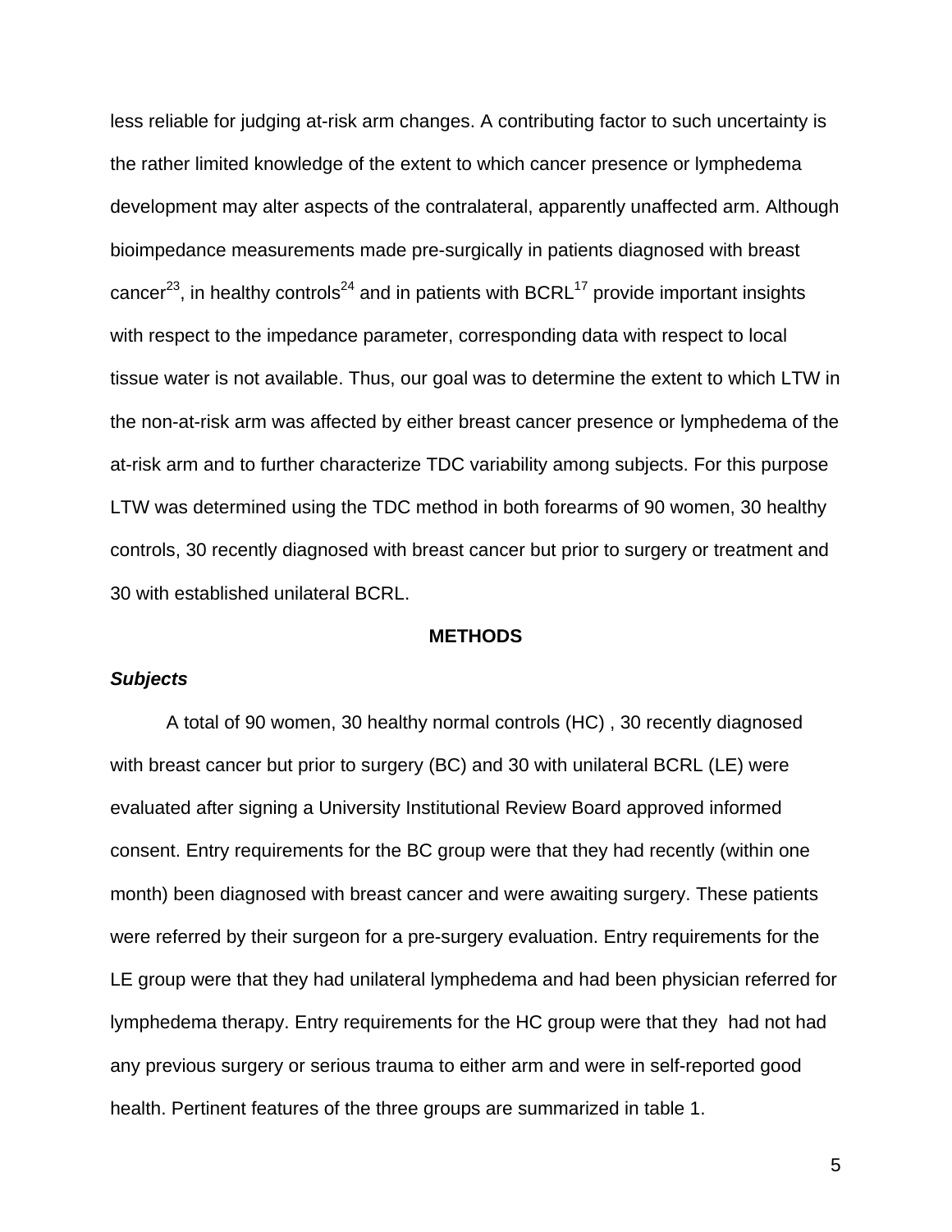less reliable for judging at-risk arm changes. A contributing factor to such uncertainty is the rather limited knowledge of the extent to which cancer presence or lymphedema development may alter aspects of the contralateral, apparently unaffected arm. Although bioimpedance measurements made pre-surgically in patients diagnosed with breast cancer[23], in healthy controls[24] and in patients with BCRL[17] provide important insights with respect to the impedance parameter, corresponding data with respect to local tissue water is not available. Thus, our goal was to determine the extent to which LTW in the non-at-risk arm was affected by either breast cancer presence or lymphedema of the at-risk arm and to further characterize TDC variability among subjects. For this purpose LTW was determined using the TDC method in both forearms of 90 women, 30 healthy controls, 30 recently diagnosed with breast cancer but prior to surgery or treatment and 30 with established unilateral BCRL.

## METHODS

### *Subjects*

A total of 90 women, 30 healthy normal controls (HC) , 30 recently diagnosed with breast cancer but prior to surgery (BC) and 30 with unilateral BCRL (LE) were evaluated after signing a University Institutional Review Board approved informed consent. Entry requirements for the BC group were that they had recently (within one month) been diagnosed with breast cancer and were awaiting surgery. These patients were referred by their surgeon for a pre-surgery evaluation. Entry requirements for the LE group were that they had unilateral lymphedema and had been physician referred for lymphedema therapy. Entry requirements for the HC group were that they had not had any previous surgery or serious trauma to either arm and were in self-reported good health. Pertinent features of the three groups are summarized in table 1.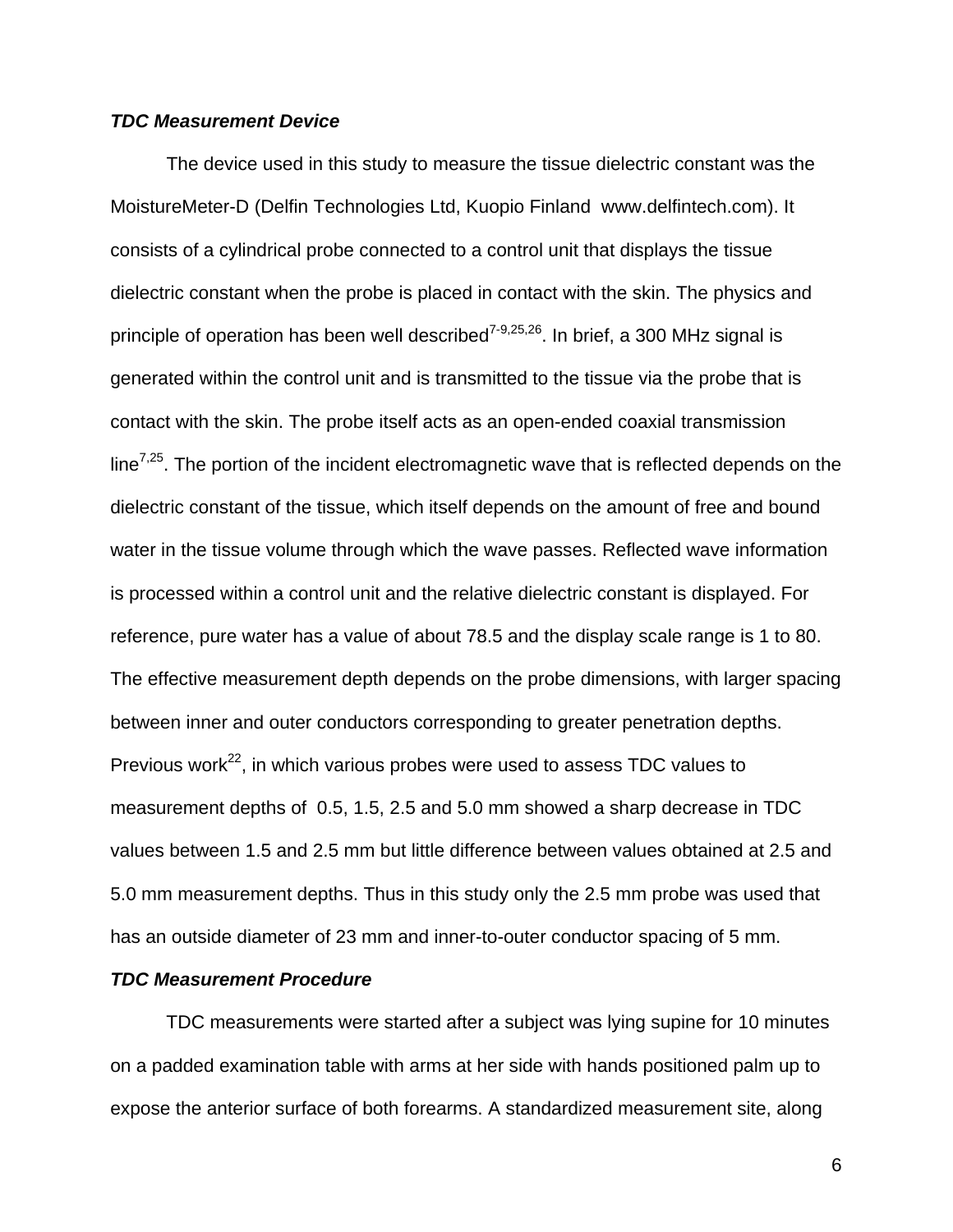***TDC Measurement Device***

The device used in this study to measure the tissue dielectric constant was the MoistureMeter-D (Delfin Technologies Ltd, Kuopio Finland www.delfintech.com). It consists of a cylindrical probe connected to a control unit that displays the tissue dielectric constant when the probe is placed in contact with the skin. The physics and principle of operation has been well described[7-9,25,26]. In brief, a 300 MHz signal is generated within the control unit and is transmitted to the tissue via the probe that is contact with the skin. The probe itself acts as an open-ended coaxial transmission line[7,25]. The portion of the incident electromagnetic wave that is reflected depends on the dielectric constant of the tissue, which itself depends on the amount of free and bound water in the tissue volume through which the wave passes. Reflected wave information is processed within a control unit and the relative dielectric constant is displayed. For reference, pure water has a value of about 78.5 and the display scale range is 1 to 80. The effective measurement depth depends on the probe dimensions, with larger spacing between inner and outer conductors corresponding to greater penetration depths. Previous work[22], in which various probes were used to assess TDC values to measurement depths of 0.5, 1.5, 2.5 and 5.0 mm showed a sharp decrease in TDC values between 1.5 and 2.5 mm but little difference between values obtained at 2.5 and 5.0 mm measurement depths. Thus in this study only the 2.5 mm probe was used that has an outside diameter of 23 mm and inner-to-outer conductor spacing of 5 mm.

***TDC Measurement Procedure***

TDC measurements were started after a subject was lying supine for 10 minutes on a padded examination table with arms at her side with hands positioned palm up to expose the anterior surface of both forearms. A standardized measurement site, along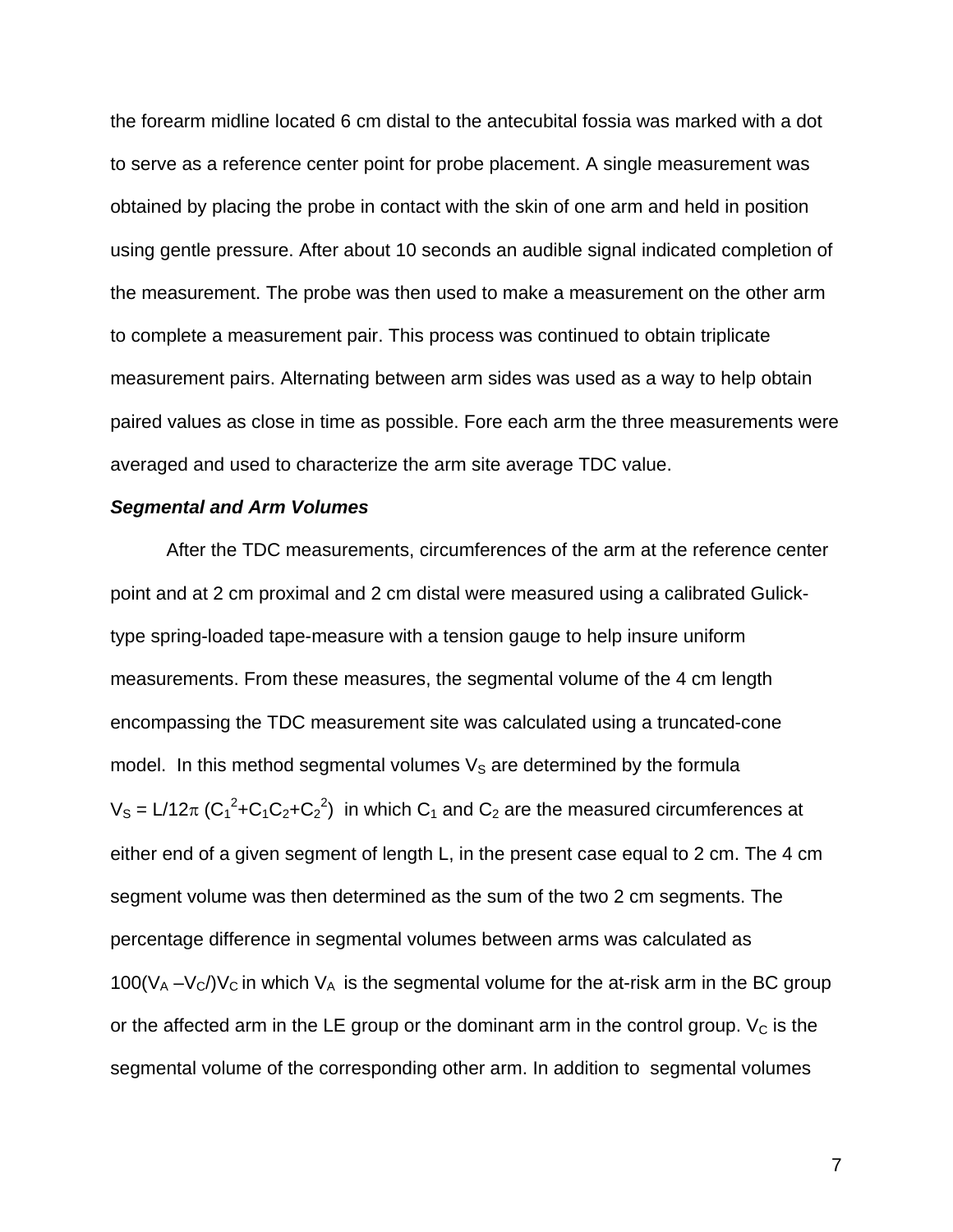the forearm midline located 6 cm distal to the antecubital fossia was marked with a dot to serve as a reference center point for probe placement. A single measurement was obtained by placing the probe in contact with the skin of one arm and held in position using gentle pressure. After about 10 seconds an audible signal indicated completion of the measurement. The probe was then used to make a measurement on the other arm to complete a measurement pair. This process was continued to obtain triplicate measurement pairs. Alternating between arm sides was used as a way to help obtain paired values as close in time as possible. Fore each arm the three measurements were averaged and used to characterize the arm site average TDC value.

***Segmental and Arm Volumes***

After the TDC measurements, circumferences of the arm at the reference center point and at 2 cm proximal and 2 cm distal were measured using a calibrated Gulick-type spring-loaded tape-measure with a tension gauge to help insure uniform measurements. From these measures, the segmental volume of the 4 cm length encompassing the TDC measurement site was calculated using a truncated-cone model. In this method segmental volumes $V_S$ are determined by the formula $V_S = L/12\pi\ (C_1^2+C_1C_2+C_2^2)$ in which $C_1$ and $C_2$ are the measured circumferences at either end of a given segment of length L, in the present case equal to 2 cm. The 4 cm segment volume was then determined as the sum of the two 2 cm segments. The percentage difference in segmental volumes between arms was calculated as $100(V_A - V_C/)V_C$ in which $V_A$ is the segmental volume for the at-risk arm in the BC group or the affected arm in the LE group or the dominant arm in the control group. $V_C$ is the segmental volume of the corresponding other arm. In addition to segmental volumes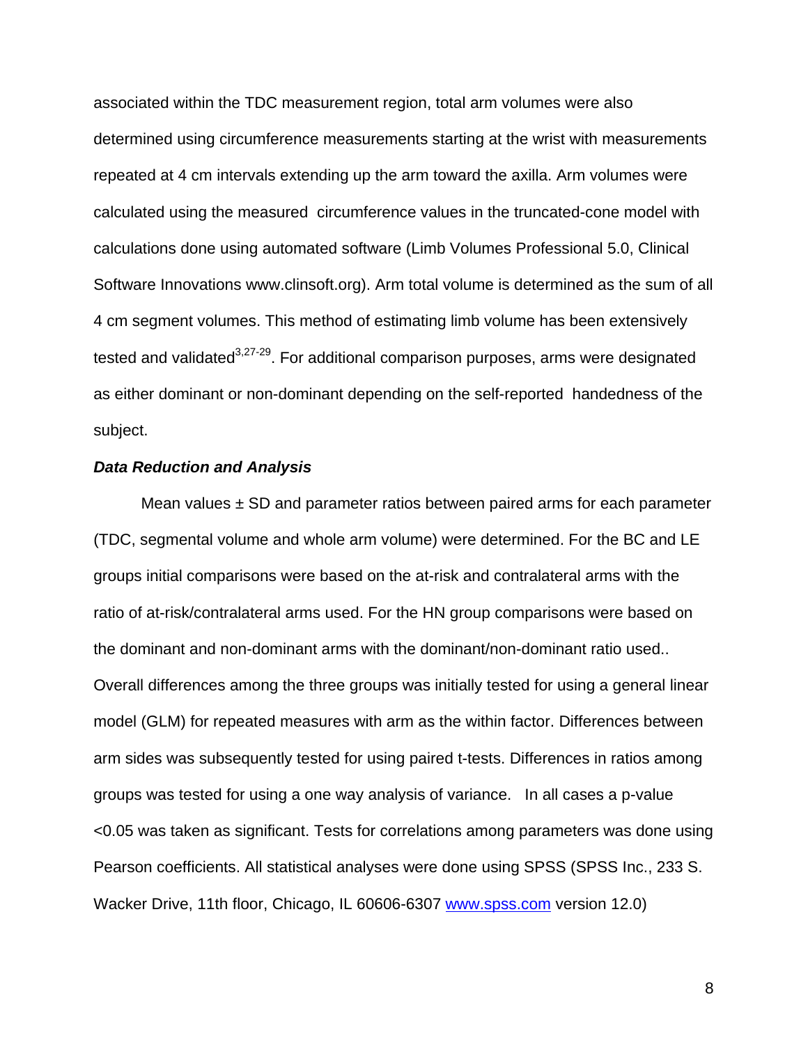associated within the TDC measurement region, total arm volumes were also determined using circumference measurements starting at the wrist with measurements repeated at 4 cm intervals extending up the arm toward the axilla. Arm volumes were calculated using the measured circumference values in the truncated-cone model with calculations done using automated software (Limb Volumes Professional 5.0, Clinical Software Innovations www.clinsoft.org). Arm total volume is determined as the sum of all 4 cm segment volumes. This method of estimating limb volume has been extensively tested and validated[3,27-29]. For additional comparison purposes, arms were designated as either dominant or non-dominant depending on the self-reported handedness of the subject.

***Data Reduction and Analysis***

Mean values ± SD and parameter ratios between paired arms for each parameter (TDC, segmental volume and whole arm volume) were determined. For the BC and LE groups initial comparisons were based on the at-risk and contralateral arms with the ratio of at-risk/contralateral arms used. For the HN group comparisons were based on the dominant and non-dominant arms with the dominant/non-dominant ratio used.. Overall differences among the three groups was initially tested for using a general linear model (GLM) for repeated measures with arm as the within factor. Differences between arm sides was subsequently tested for using paired t-tests. Differences in ratios among groups was tested for using a one way analysis of variance. In all cases a p-value <0.05 was taken as significant. Tests for correlations among parameters was done using Pearson coefficients. All statistical analyses were done using SPSS (SPSS Inc., 233 S. Wacker Drive, 11th floor, Chicago, IL 60606-6307 [www.spss.com](http://www.spss.com) version 12.0)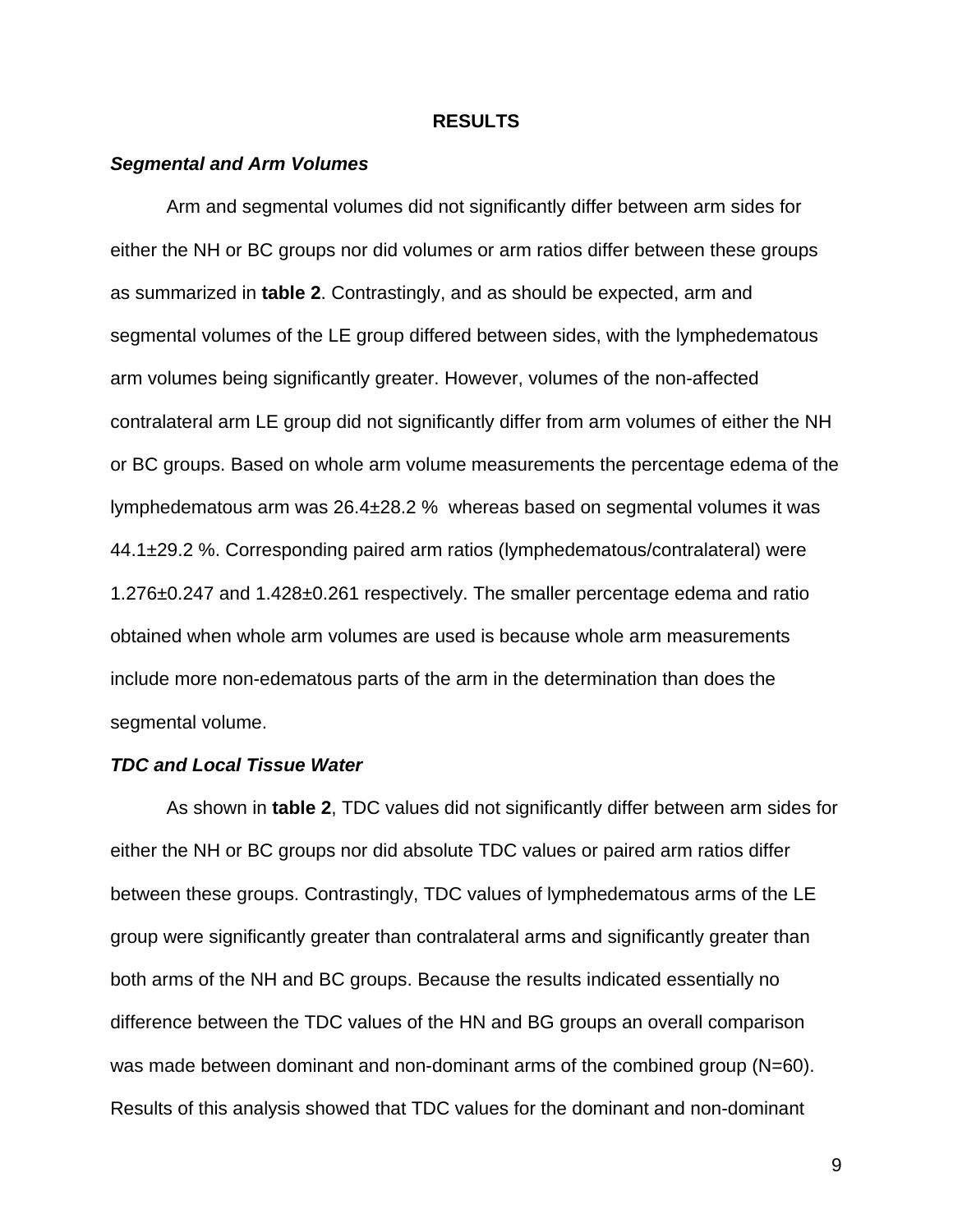## RESULTS

### *Segmental and Arm Volumes*

Arm and segmental volumes did not significantly differ between arm sides for either the NH or BC groups nor did volumes or arm ratios differ between these groups as summarized in **table 2**. Contrastingly, and as should be expected, arm and segmental volumes of the LE group differed between sides, with the lymphedematous arm volumes being significantly greater. However, volumes of the non-affected contralateral arm LE group did not significantly differ from arm volumes of either the NH or BC groups. Based on whole arm volume measurements the percentage edema of the lymphedematous arm was 26.4±28.2 % whereas based on segmental volumes it was 44.1±29.2 %. Corresponding paired arm ratios (lymphedematous/contralateral) were 1.276±0.247 and 1.428±0.261 respectively. The smaller percentage edema and ratio obtained when whole arm volumes are used is because whole arm measurements include more non-edematous parts of the arm in the determination than does the segmental volume.

### *TDC and Local Tissue Water*

As shown in **table 2**, TDC values did not significantly differ between arm sides for either the NH or BC groups nor did absolute TDC values or paired arm ratios differ between these groups. Contrastingly, TDC values of lymphedematous arms of the LE group were significantly greater than contralateral arms and significantly greater than both arms of the NH and BC groups. Because the results indicated essentially no difference between the TDC values of the HN and BG groups an overall comparison was made between dominant and non-dominant arms of the combined group (N=60). Results of this analysis showed that TDC values for the dominant and non-dominant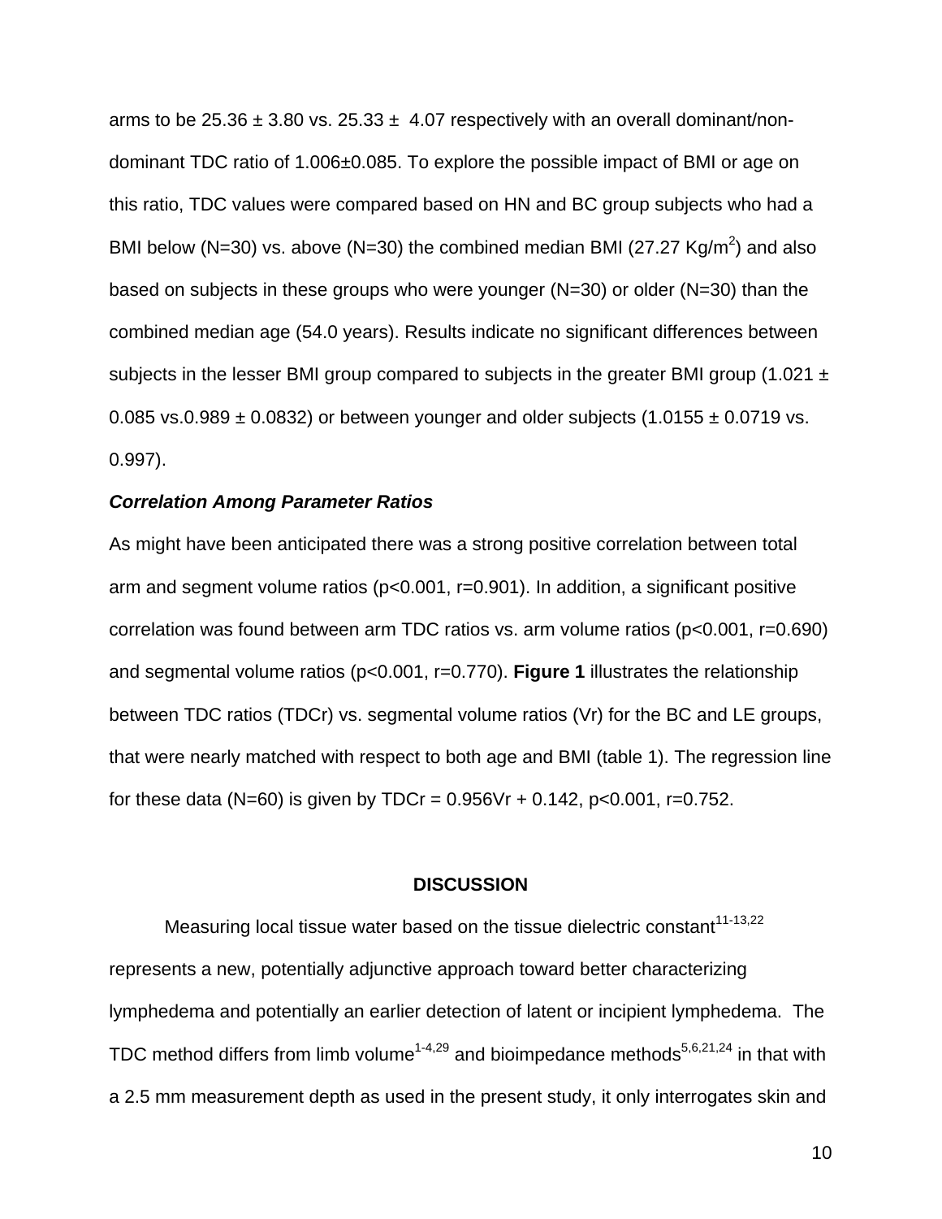arms to be 25.36 ± 3.80 vs. 25.33 ± 4.07 respectively with an overall dominant/non-dominant TDC ratio of 1.006±0.085. To explore the possible impact of BMI or age on this ratio, TDC values were compared based on HN and BC group subjects who had a BMI below (N=30) vs. above (N=30) the combined median BMI (27.27 Kg/$m^2$) and also based on subjects in these groups who were younger (N=30) or older (N=30) than the combined median age (54.0 years). Results indicate no significant differences between subjects in the lesser BMI group compared to subjects in the greater BMI group (1.021 ± 0.085 vs.0.989 ± 0.0832) or between younger and older subjects (1.0155 ± 0.0719 vs. 0.997).

***Correlation Among Parameter Ratios***

As might have been anticipated there was a strong positive correlation between total arm and segment volume ratios (p<0.001, r=0.901). In addition, a significant positive correlation was found between arm TDC ratios vs. arm volume ratios (p<0.001, r=0.690) and segmental volume ratios (p<0.001, r=0.770). **Figure 1** illustrates the relationship between TDC ratios (TDCr) vs. segmental volume ratios (Vr) for the BC and LE groups, that were nearly matched with respect to both age and BMI (table 1). The regression line for these data (N=60) is given by TDCr = 0.956Vr + 0.142, p<0.001, r=0.752.

## DISCUSSION

Measuring local tissue water based on the tissue dielectric constant[11-13,22] represents a new, potentially adjunctive approach toward better characterizing lymphedema and potentially an earlier detection of latent or incipient lymphedema. The TDC method differs from limb volume[1-4,29] and bioimpedance methods[5,6,21,24] in that with a 2.5 mm measurement depth as used in the present study, it only interrogates skin and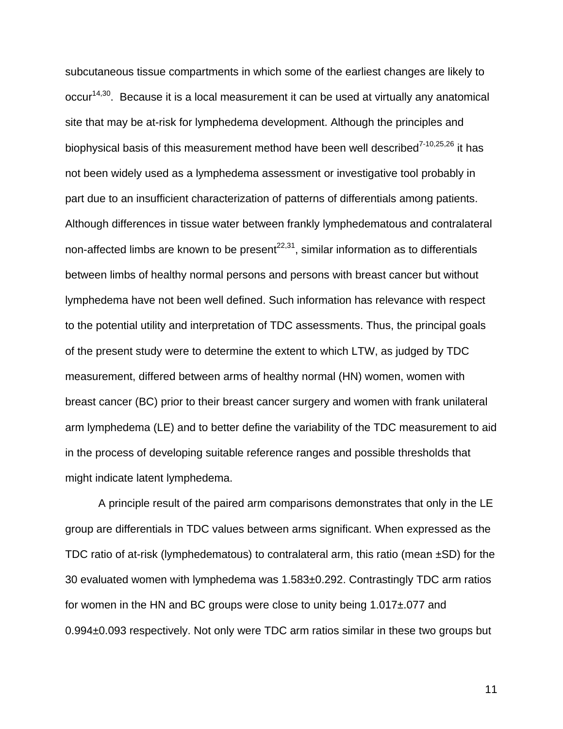subcutaneous tissue compartments in which some of the earliest changes are likely to occur[14,30]. Because it is a local measurement it can be used at virtually any anatomical site that may be at-risk for lymphedema development. Although the principles and biophysical basis of this measurement method have been well described[7-10,25,26] it has not been widely used as a lymphedema assessment or investigative tool probably in part due to an insufficient characterization of patterns of differentials among patients. Although differences in tissue water between frankly lymphedematous and contralateral non-affected limbs are known to be present[22,31], similar information as to differentials between limbs of healthy normal persons and persons with breast cancer but without lymphedema have not been well defined. Such information has relevance with respect to the potential utility and interpretation of TDC assessments. Thus, the principal goals of the present study were to determine the extent to which LTW, as judged by TDC measurement, differed between arms of healthy normal (HN) women, women with breast cancer (BC) prior to their breast cancer surgery and women with frank unilateral arm lymphedema (LE) and to better define the variability of the TDC measurement to aid in the process of developing suitable reference ranges and possible thresholds that might indicate latent lymphedema.

A principle result of the paired arm comparisons demonstrates that only in the LE group are differentials in TDC values between arms significant. When expressed as the TDC ratio of at-risk (lymphedematous) to contralateral arm, this ratio (mean ±SD) for the 30 evaluated women with lymphedema was 1.583±0.292. Contrastingly TDC arm ratios for women in the HN and BC groups were close to unity being 1.017±.077 and 0.994±0.093 respectively. Not only were TDC arm ratios similar in these two groups but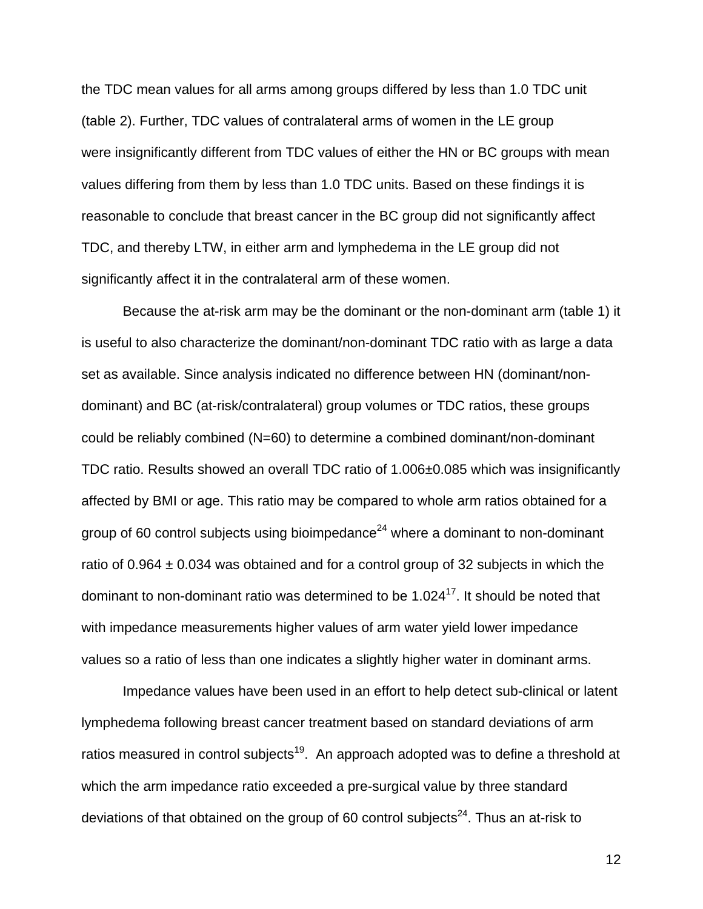the TDC mean values for all arms among groups differed by less than 1.0 TDC unit (table 2). Further, TDC values of contralateral arms of women in the LE group were insignificantly different from TDC values of either the HN or BC groups with mean values differing from them by less than 1.0 TDC units. Based on these findings it is reasonable to conclude that breast cancer in the BC group did not significantly affect TDC, and thereby LTW, in either arm and lymphedema in the LE group did not significantly affect it in the contralateral arm of these women.

Because the at-risk arm may be the dominant or the non-dominant arm (table 1) it is useful to also characterize the dominant/non-dominant TDC ratio with as large a data set as available. Since analysis indicated no difference between HN (dominant/non-dominant) and BC (at-risk/contralateral) group volumes or TDC ratios, these groups could be reliably combined (N=60) to determine a combined dominant/non-dominant TDC ratio. Results showed an overall TDC ratio of 1.006±0.085 which was insignificantly affected by BMI or age. This ratio may be compared to whole arm ratios obtained for a group of 60 control subjects using bioimpedance[24] where a dominant to non-dominant ratio of 0.964 ± 0.034 was obtained and for a control group of 32 subjects in which the dominant to non-dominant ratio was determined to be 1.024[17]. It should be noted that with impedance measurements higher values of arm water yield lower impedance values so a ratio of less than one indicates a slightly higher water in dominant arms.

Impedance values have been used in an effort to help detect sub-clinical or latent lymphedema following breast cancer treatment based on standard deviations of arm ratios measured in control subjects[19]. An approach adopted was to define a threshold at which the arm impedance ratio exceeded a pre-surgical value by three standard deviations of that obtained on the group of 60 control subjects[24]. Thus an at-risk to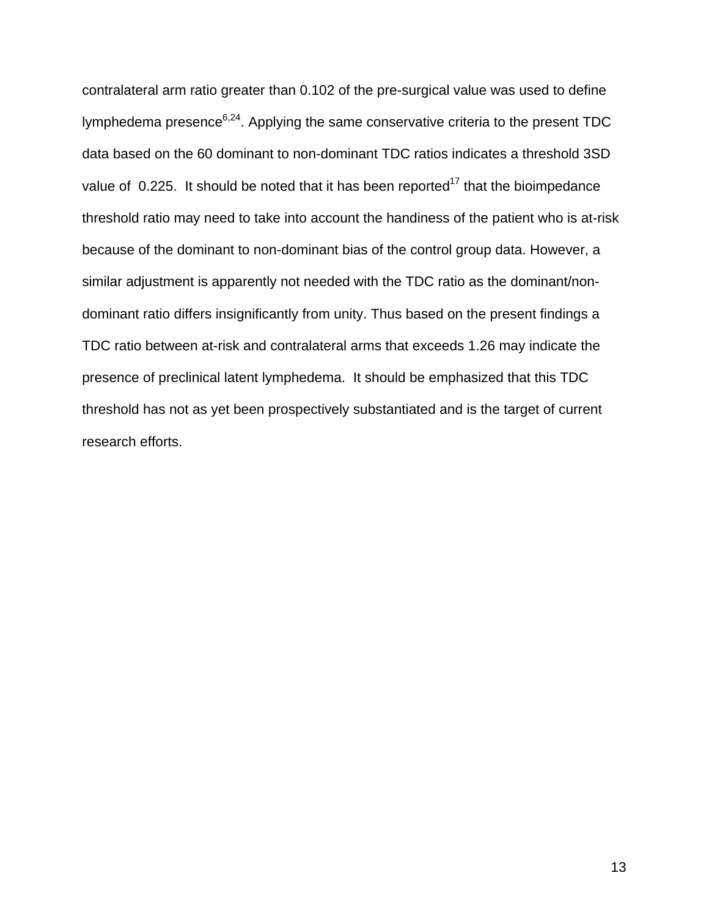contralateral arm ratio greater than 0.102 of the pre-surgical value was used to define lymphedema presence[6,24]. Applying the same conservative criteria to the present TDC data based on the 60 dominant to non-dominant TDC ratios indicates a threshold 3SD value of 0.225. It should be noted that it has been reported[17] that the bioimpedance threshold ratio may need to take into account the handiness of the patient who is at-risk because of the dominant to non-dominant bias of the control group data. However, a similar adjustment is apparently not needed with the TDC ratio as the dominant/non-dominant ratio differs insignificantly from unity. Thus based on the present findings a TDC ratio between at-risk and contralateral arms that exceeds 1.26 may indicate the presence of preclinical latent lymphedema. It should be emphasized that this TDC threshold has not as yet been prospectively substantiated and is the target of current research efforts.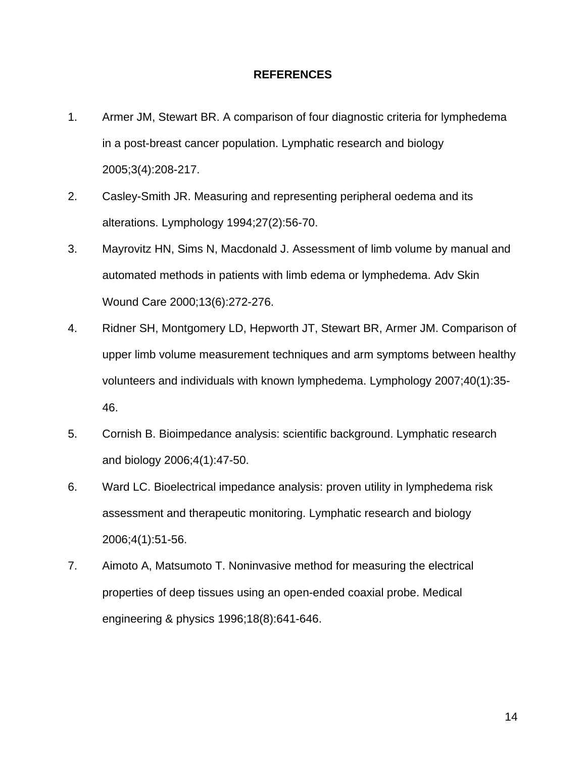## REFERENCES

1. Armer JM, Stewart BR. A comparison of four diagnostic criteria for lymphedema in a post-breast cancer population. Lymphatic research and biology 2005;3(4):208-217.
2. Casley-Smith JR. Measuring and representing peripheral oedema and its alterations. Lymphology 1994;27(2):56-70.
3. Mayrovitz HN, Sims N, Macdonald J. Assessment of limb volume by manual and automated methods in patients with limb edema or lymphedema. Adv Skin Wound Care 2000;13(6):272-276.
4. Ridner SH, Montgomery LD, Hepworth JT, Stewart BR, Armer JM. Comparison of upper limb volume measurement techniques and arm symptoms between healthy volunteers and individuals with known lymphedema. Lymphology 2007;40(1):35-46.
5. Cornish B. Bioimpedance analysis: scientific background. Lymphatic research and biology 2006;4(1):47-50.
6. Ward LC. Bioelectrical impedance analysis: proven utility in lymphedema risk assessment and therapeutic monitoring. Lymphatic research and biology 2006;4(1):51-56.
7. Aimoto A, Matsumoto T. Noninvasive method for measuring the electrical properties of deep tissues using an open-ended coaxial probe. Medical engineering & physics 1996;18(8):641-646.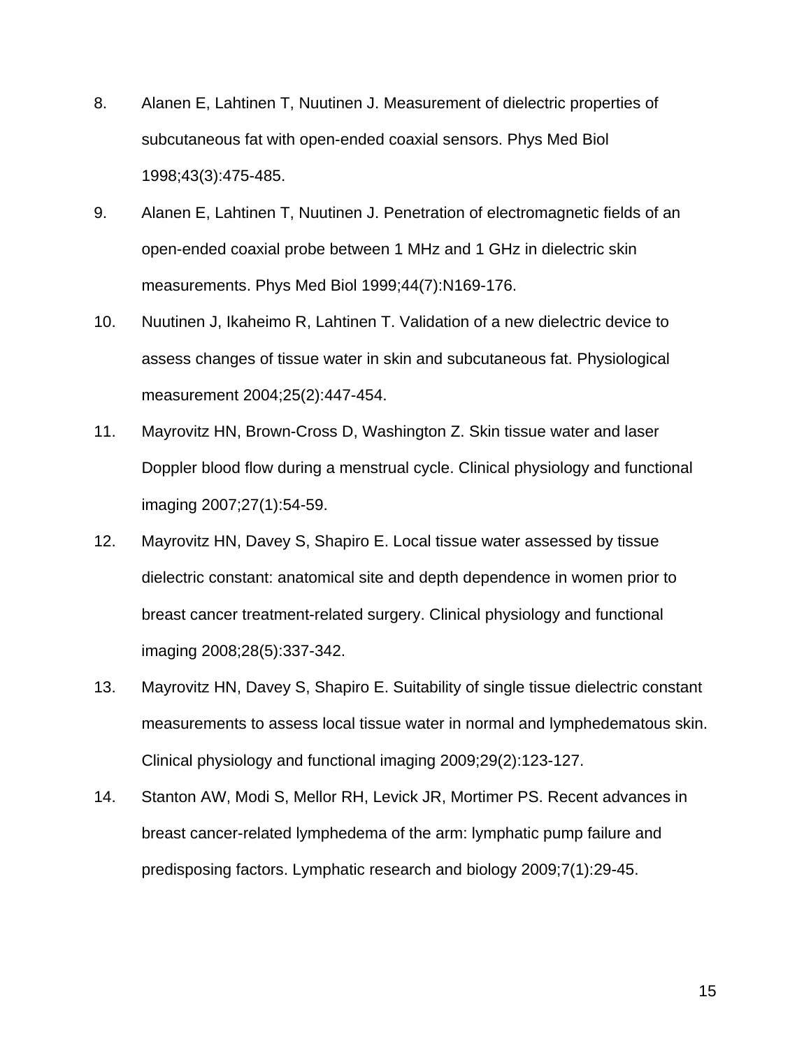8. Alanen E, Lahtinen T, Nuutinen J. Measurement of dielectric properties of subcutaneous fat with open-ended coaxial sensors. Phys Med Biol 1998;43(3):475-485.

9. Alanen E, Lahtinen T, Nuutinen J. Penetration of electromagnetic fields of an open-ended coaxial probe between 1 MHz and 1 GHz in dielectric skin measurements. Phys Med Biol 1999;44(7):N169-176.

10. Nuutinen J, Ikaheimo R, Lahtinen T. Validation of a new dielectric device to assess changes of tissue water in skin and subcutaneous fat. Physiological measurement 2004;25(2):447-454.

11. Mayrovitz HN, Brown-Cross D, Washington Z. Skin tissue water and laser Doppler blood flow during a menstrual cycle. Clinical physiology and functional imaging 2007;27(1):54-59.

12. Mayrovitz HN, Davey S, Shapiro E. Local tissue water assessed by tissue dielectric constant: anatomical site and depth dependence in women prior to breast cancer treatment-related surgery. Clinical physiology and functional imaging 2008;28(5):337-342.

13. Mayrovitz HN, Davey S, Shapiro E. Suitability of single tissue dielectric constant measurements to assess local tissue water in normal and lymphedematous skin. Clinical physiology and functional imaging 2009;29(2):123-127.

14. Stanton AW, Modi S, Mellor RH, Levick JR, Mortimer PS. Recent advances in breast cancer-related lymphedema of the arm: lymphatic pump failure and predisposing factors. Lymphatic research and biology 2009;7(1):29-45.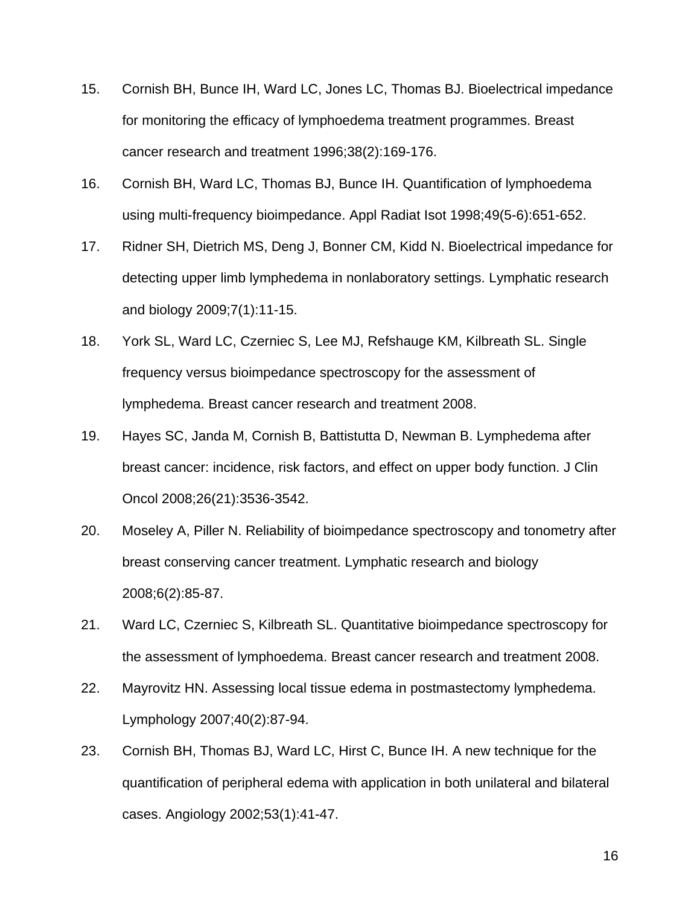15. Cornish BH, Bunce IH, Ward LC, Jones LC, Thomas BJ. Bioelectrical impedance for monitoring the efficacy of lymphoedema treatment programmes. Breast cancer research and treatment 1996;38(2):169-176.

16. Cornish BH, Ward LC, Thomas BJ, Bunce IH. Quantification of lymphoedema using multi-frequency bioimpedance. Appl Radiat Isot 1998;49(5-6):651-652.

17. Ridner SH, Dietrich MS, Deng J, Bonner CM, Kidd N. Bioelectrical impedance for detecting upper limb lymphedema in nonlaboratory settings. Lymphatic research and biology 2009;7(1):11-15.

18. York SL, Ward LC, Czerniec S, Lee MJ, Refshauge KM, Kilbreath SL. Single frequency versus bioimpedance spectroscopy for the assessment of lymphedema. Breast cancer research and treatment 2008.

19. Hayes SC, Janda M, Cornish B, Battistutta D, Newman B. Lymphedema after breast cancer: incidence, risk factors, and effect on upper body function. J Clin Oncol 2008;26(21):3536-3542.

20. Moseley A, Piller N. Reliability of bioimpedance spectroscopy and tonometry after breast conserving cancer treatment. Lymphatic research and biology 2008;6(2):85-87.

21. Ward LC, Czerniec S, Kilbreath SL. Quantitative bioimpedance spectroscopy for the assessment of lymphoedema. Breast cancer research and treatment 2008.

22. Mayrovitz HN. Assessing local tissue edema in postmastectomy lymphedema. Lymphology 2007;40(2):87-94.

23. Cornish BH, Thomas BJ, Ward LC, Hirst C, Bunce IH. A new technique for the quantification of peripheral edema with application in both unilateral and bilateral cases. Angiology 2002;53(1):41-47.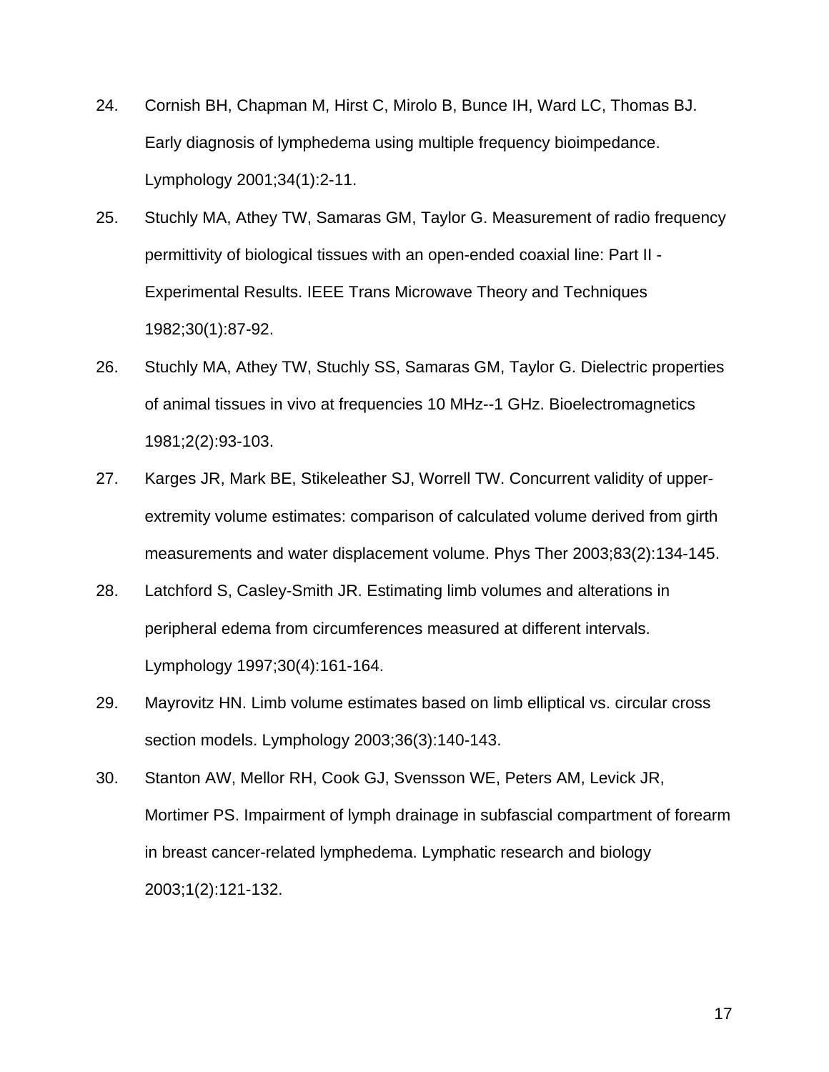24. Cornish BH, Chapman M, Hirst C, Mirolo B, Bunce IH, Ward LC, Thomas BJ. Early diagnosis of lymphedema using multiple frequency bioimpedance. Lymphology 2001;34(1):2-11.

25. Stuchly MA, Athey TW, Samaras GM, Taylor G. Measurement of radio frequency permittivity of biological tissues with an open-ended coaxial line: Part II - Experimental Results. IEEE Trans Microwave Theory and Techniques 1982;30(1):87-92.

26. Stuchly MA, Athey TW, Stuchly SS, Samaras GM, Taylor G. Dielectric properties of animal tissues in vivo at frequencies 10 MHz--1 GHz. Bioelectromagnetics 1981;2(2):93-103.

27. Karges JR, Mark BE, Stikeleather SJ, Worrell TW. Concurrent validity of upper-extremity volume estimates: comparison of calculated volume derived from girth measurements and water displacement volume. Phys Ther 2003;83(2):134-145.

28. Latchford S, Casley-Smith JR. Estimating limb volumes and alterations in peripheral edema from circumferences measured at different intervals. Lymphology 1997;30(4):161-164.

29. Mayrovitz HN. Limb volume estimates based on limb elliptical vs. circular cross section models. Lymphology 2003;36(3):140-143.

30. Stanton AW, Mellor RH, Cook GJ, Svensson WE, Peters AM, Levick JR, Mortimer PS. Impairment of lymph drainage in subfascial compartment of forearm in breast cancer-related lymphedema. Lymphatic research and biology 2003;1(2):121-132.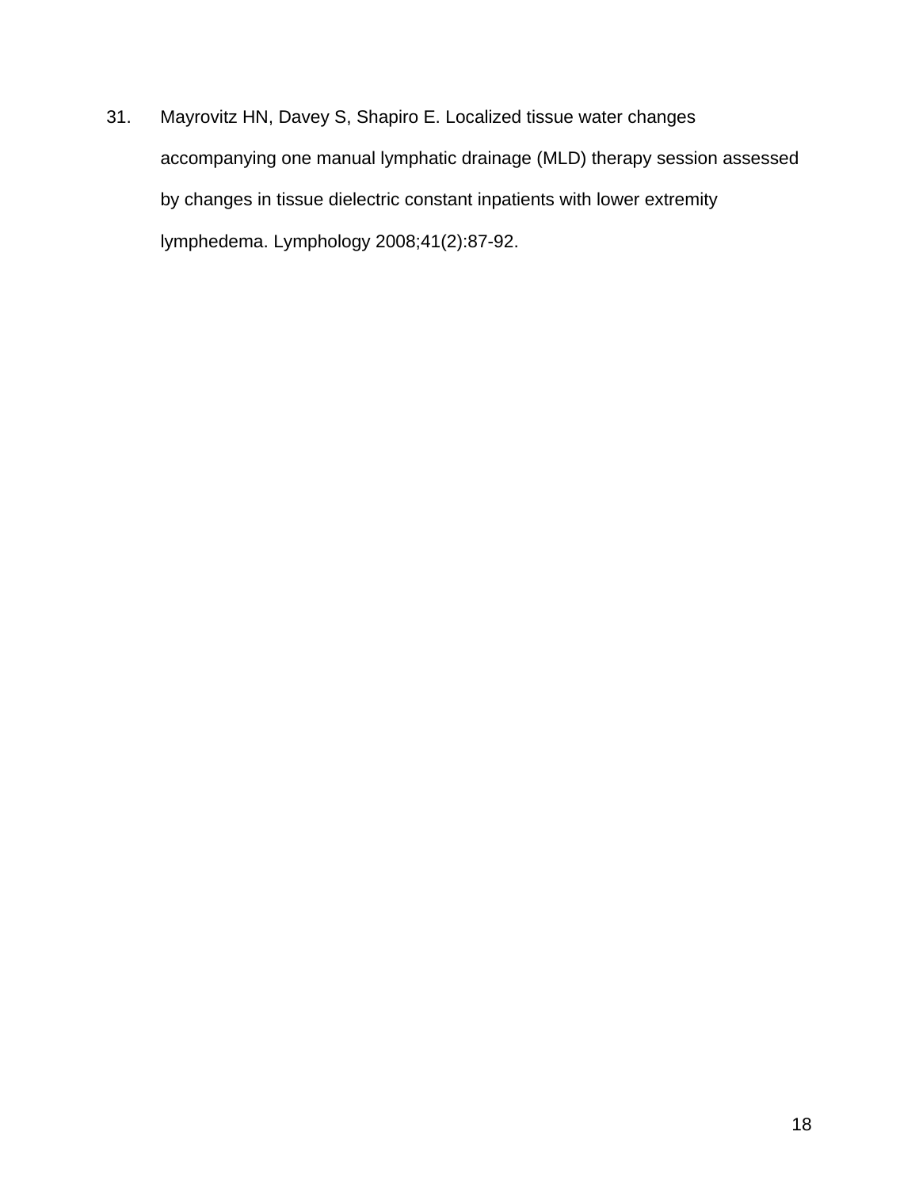31. Mayrovitz HN, Davey S, Shapiro E. Localized tissue water changes accompanying one manual lymphatic drainage (MLD) therapy session assessed by changes in tissue dielectric constant inpatients with lower extremity lymphedema. Lymphology 2008;41(2):87-92.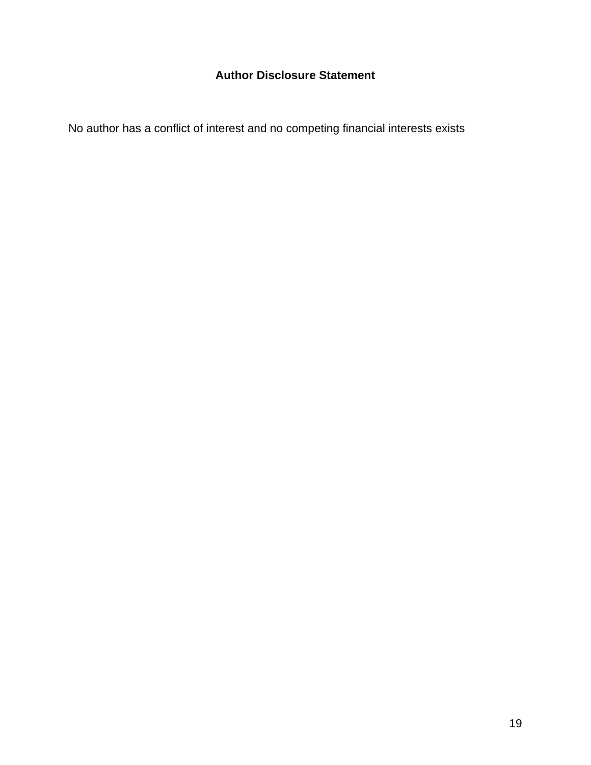## Author Disclosure Statement

No author has a conflict of interest and no competing financial interests exists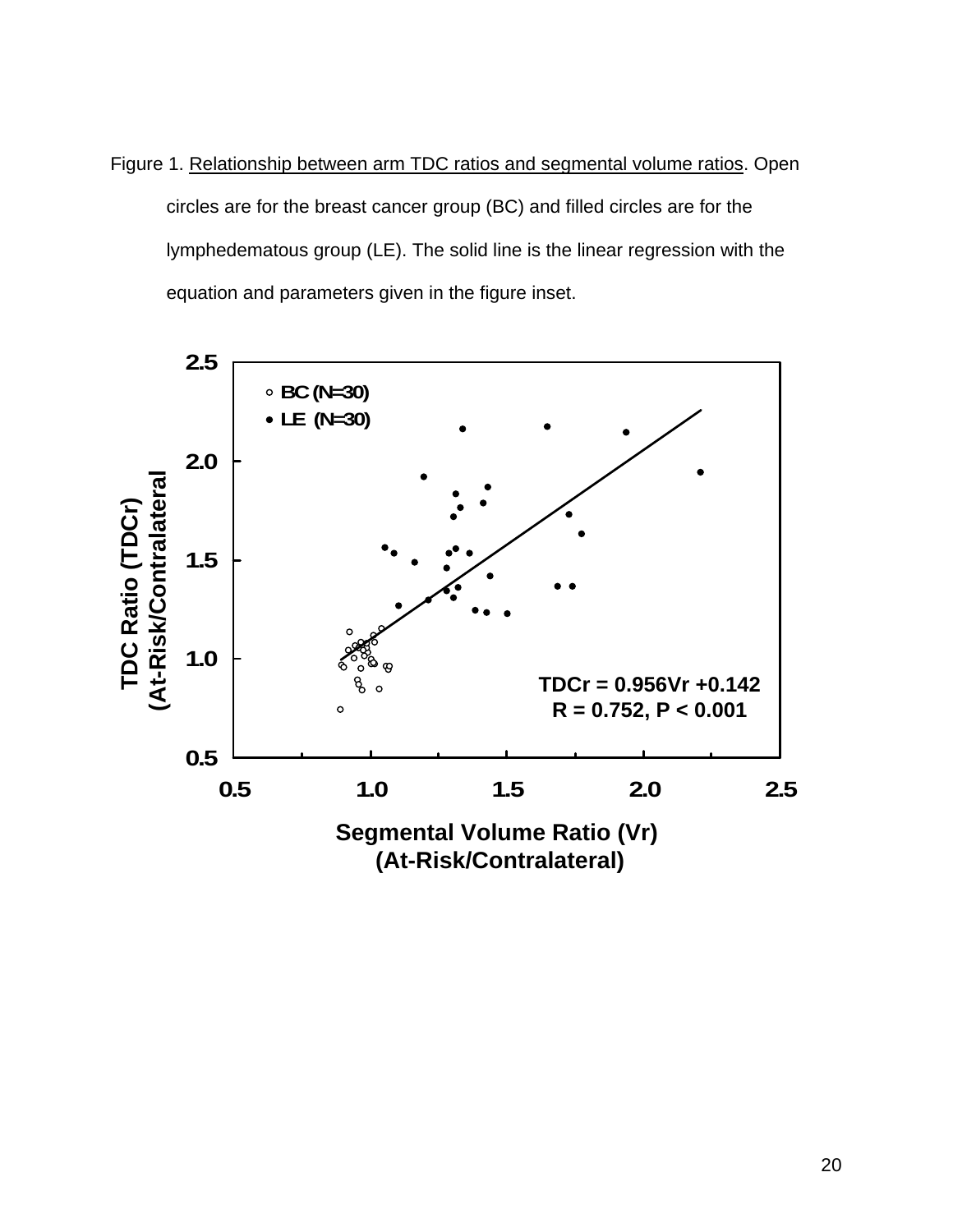Figure 1. Relationship between arm TDC ratios and segmental volume ratios. Open circles are for the breast cancer group (BC) and filled circles are for the lymphedematous group (LE). The solid line is the linear regression with the equation and parameters given in the figure inset.

BC (N=30)
LE (N=30)

$TDCr = 0.956Vr + 0.142$
$R = 0.752$, $P < 0.001$

TDC Ratio (TDCr) (At-Risk/Contralateral)

Segmental Volume Ratio (Vr) (At-Risk/Contralateral)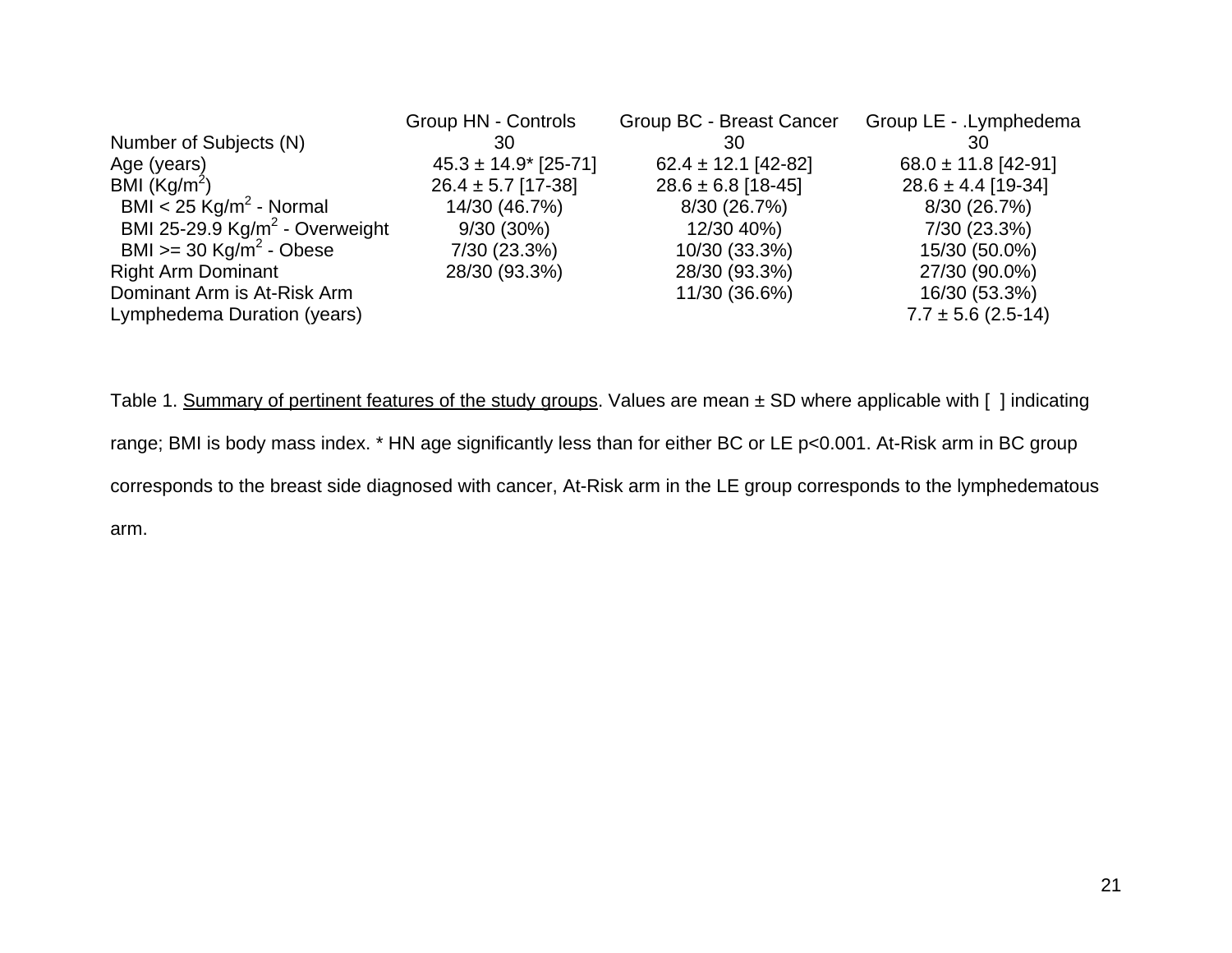| | Group HN - Controls | Group BC - Breast Cancer | Group LE - .Lymphedema |
|---|---|---|---|
| Number of Subjects (N) | 30 | 30 | 30 |
| Age (years) | 45.3 ± 14.9* [25-71] | 62.4 ± 12.1 [42-82] | 68.0 ± 11.8 [42-91] |
| BMI ($Kg/m^2$) | 26.4 ± 5.7 [17-38] | 28.6 ± 6.8 [18-45] | 28.6 ± 4.4 [19-34] |
| BMI < 25 $Kg/m^2$ - Normal | 14/30 (46.7%) | 8/30 (26.7%) | 8/30 (26.7%) |
| BMI 25-29.9 $Kg/m^2$ - Overweight | 9/30 (30%) | 12/30 40%) | 7/30 (23.3%) |
| BMI >= 30 $Kg/m^2$ - Obese | 7/30 (23.3%) | 10/30 (33.3%) | 15/30 (50.0%) |
| Right Arm Dominant | 28/30 (93.3%) | 28/30 (93.3%) | 27/30 (90.0%) |
| Dominant Arm is At-Risk Arm | | 11/30 (36.6%) | 16/30 (53.3%) |
| Lymphedema Duration (years) | | | 7.7 ± 5.6 (2.5-14) |

Table 1. Summary of pertinent features of the study groups. Values are mean ± SD where applicable with [ ] indicating range; BMI is body mass index. * HN age significantly less than for either BC or LE p<0.001. At-Risk arm in BC group corresponds to the breast side diagnosed with cancer, At-Risk arm in the LE group corresponds to the lymphedematous arm.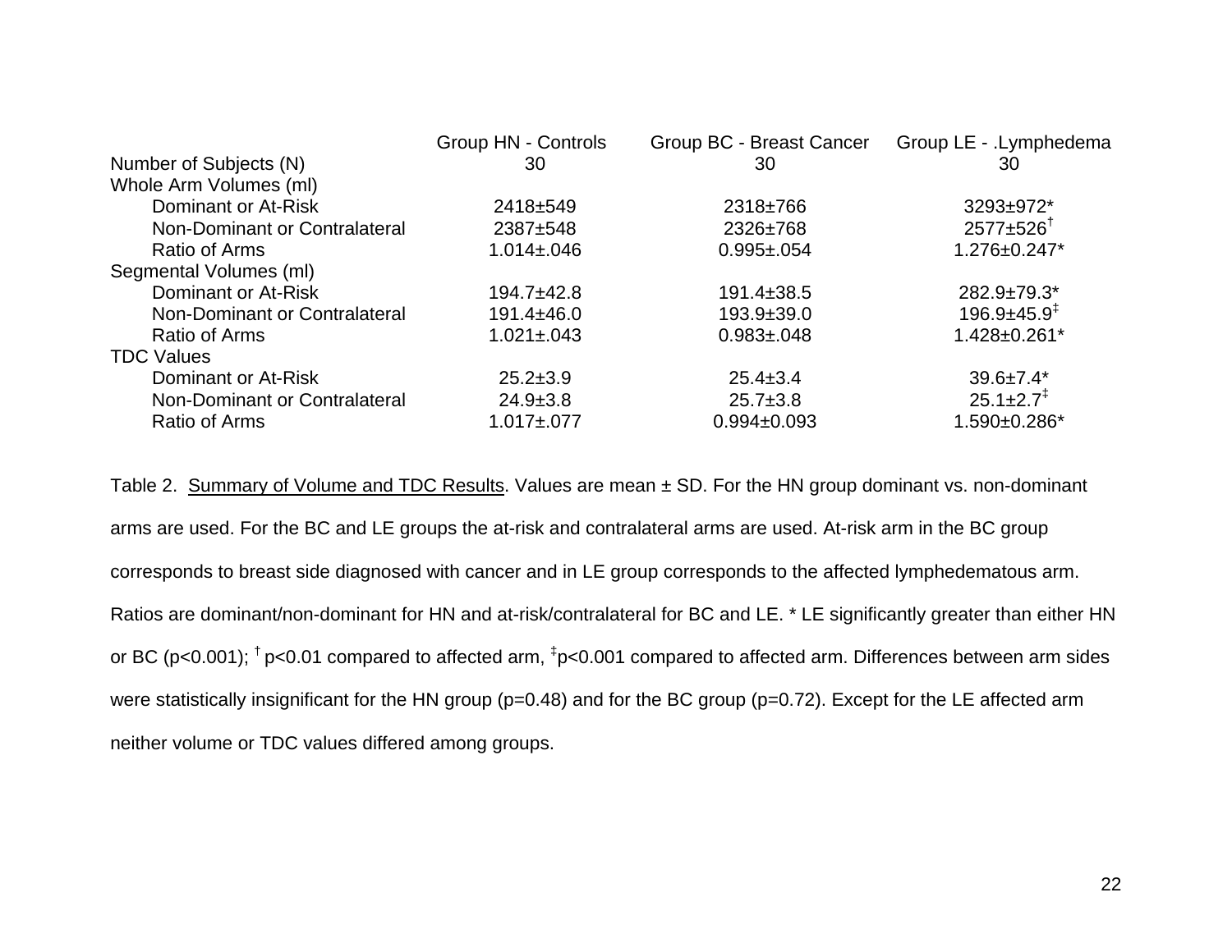| | Group HN - Controls | Group BC - Breast Cancer | Group LE - .Lymphedema |
|---|---|---|---|
| Number of Subjects (N) | 30 | 30 | 30 |
| Whole Arm Volumes (ml) | | | |
| Dominant or At-Risk | 2418±549 | 2318±766 | 3293±972* |
| Non-Dominant or Contralateral | 2387±548 | 2326±768 | 2577±526† |
| Ratio of Arms | 1.014±.046 | 0.995±.054 | 1.276±0.247* |
| Segmental Volumes (ml) | | | |
| Dominant or At-Risk | 194.7±42.8 | 191.4±38.5 | 282.9±79.3* |
| Non-Dominant or Contralateral | 191.4±46.0 | 193.9±39.0 | 196.9±45.9‡ |
| Ratio of Arms | 1.021±.043 | 0.983±.048 | 1.428±0.261* |
| TDC Values | | | |
| Dominant or At-Risk | 25.2±3.9 | 25.4±3.4 | 39.6±7.4* |
| Non-Dominant or Contralateral | 24.9±3.8 | 25.7±3.8 | 25.1±2.7‡ |
| Ratio of Arms | 1.017±.077 | 0.994±0.093 | 1.590±0.286* |

Table 2. Summary of Volume and TDC Results. Values are mean ± SD. For the HN group dominant vs. non-dominant arms are used. For the BC and LE groups the at-risk and contralateral arms are used. At-risk arm in the BC group corresponds to breast side diagnosed with cancer and in LE group corresponds to the affected lymphedematous arm. Ratios are dominant/non-dominant for HN and at-risk/contralateral for BC and LE. * LE significantly greater than either HN or BC ($p<0.001$); † $p<0.01$ compared to affected arm, ‡$p<0.001$ compared to affected arm. Differences between arm sides were statistically insignificant for the HN group ($p=0.48$) and for the BC group ($p=0.72$). Except for the LE affected arm neither volume or TDC values differed among groups.